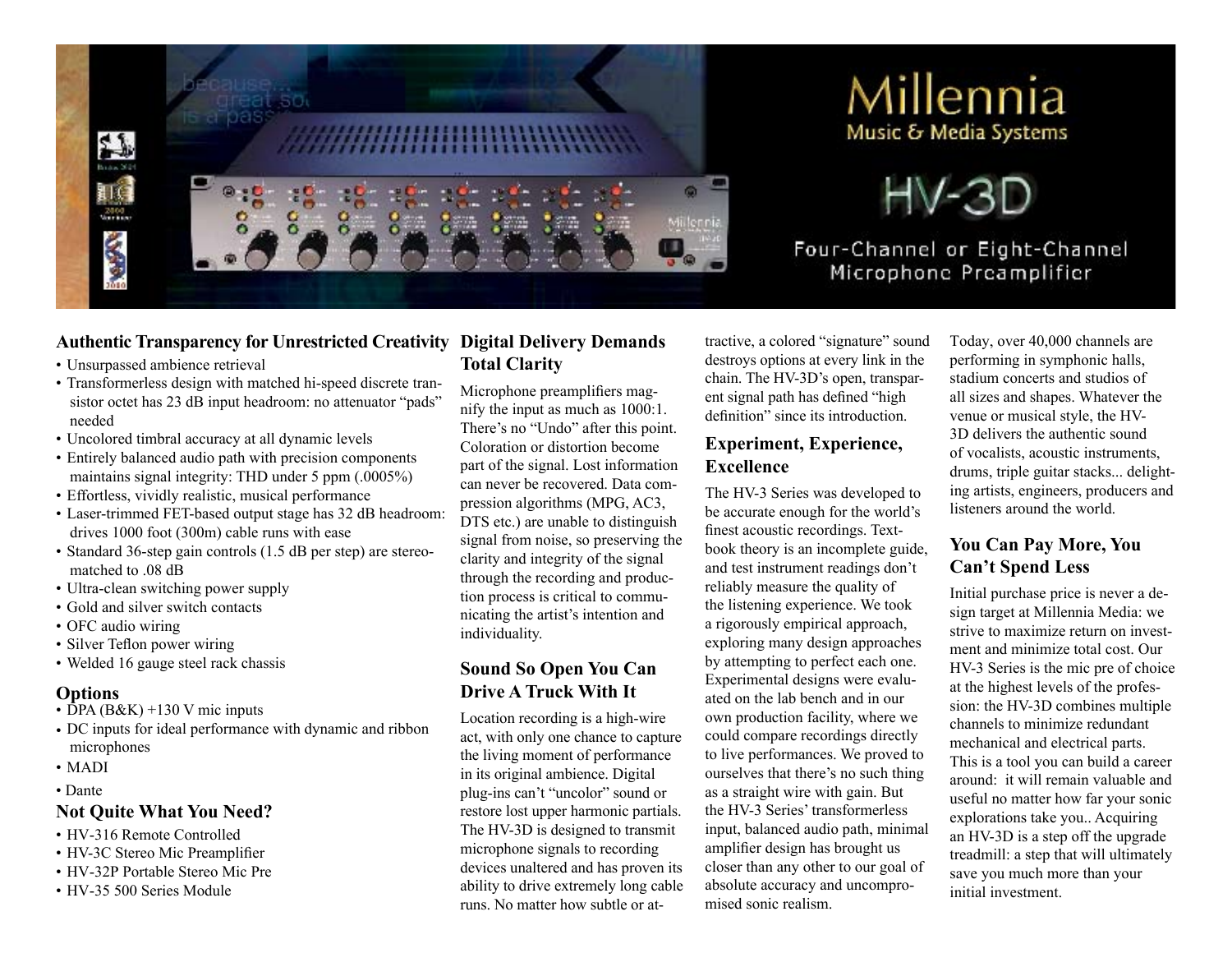# Millennia

Music & Media Systems

# HV-3D

Four-Channel or Eight-Channel Microphone Preamplifier

## Authentic Transparency for Unrestricted Creativity

- Unsurpassed ambience retrieval
- Transformerless design with matched hi-speed discrete transistor octet has 23 dB input headroom: no attenuator "pads" needed
- Uncolored timbral accuracy at all dynamic levels
- Entirely balanced audio path with precision components maintains signal integrity: THD under 5 ppm (.0005%)
- Effortless, vividly realistic, musical performance
- Laser-trimmed FET-based output stage has 32 dB headroom: drives 1000 foot (300m) cable runs with ease
- Standard 36-step gain controls (1.5 dB per step) are stereo-matched to .08 dB
- Ultra-clean switching power supply
- Gold and silver switch contacts
- OFC audio wiring
- Silver Teflon power wiring
- Welded 16 gauge steel rack chassis

## Options

- DPA (B&K) +130 V mic inputs
- DC inputs for ideal performance with dynamic and ribbon microphones
- MADI
- Dante

## Not Quite What You Need?

- HV-316 Remote Controlled
- HV-3C Stereo Mic Preamplifier
- HV-32P Portable Stereo Mic Pre
- HV-35 500 Series Module

## Digital Delivery Demands Total Clarity

Microphone preamplifiers magnify the input as much as 1000:1. There's no "Undo" after this point. Coloration or distortion become part of the signal. Lost information can never be recovered. Data compression algorithms (MPG, AC3, DTS etc.) are unable to distinguish signal from noise, so preserving the clarity and integrity of the signal through the recording and production process is critical to communicating the artist's intention and individuality.

## Sound So Open You Can Drive A Truck With It

Location recording is a high-wire act, with only one chance to capture the living moment of performance in its original ambience. Digital plug-ins can't "uncolor" sound or restore lost upper harmonic partials. The HV-3D is designed to transmit microphone signals to recording devices unaltered and has proven its ability to drive extremely long cable runs. No matter how subtle or attractive, a colored "signature" sound destroys options at every link in the chain. The HV-3D's open, transparent signal path has defined "high definition" since its introduction.

## Experiment, Experience, Excellence

The HV-3 Series was developed to be accurate enough for the world's finest acoustic recordings. Textbook theory is an incomplete guide, and test instrument readings don't reliably measure the quality of the listening experience. We took a rigorously empirical approach, exploring many design approaches by attempting to perfect each one. Experimental designs were evaluated on the lab bench and in our own production facility, where we could compare recordings directly to live performances. We proved to ourselves that there's no such thing as a straight wire with gain. But the HV-3 Series' transformerless input, balanced audio path, minimal amplifier design has brought us closer than any other to our goal of absolute accuracy and uncompromised sonic realism.

Today, over 40,000 channels are performing in symphonic halls, stadium concerts and studios of all sizes and shapes. Whatever the venue or musical style, the HV-3D delivers the authentic sound of vocalists, acoustic instruments, drums, triple guitar stacks... delighting artists, engineers, producers and listeners around the world.

## You Can Pay More, You Can't Spend Less

Initial purchase price is never a design target at Millennia Media: we strive to maximize return on investment and minimize total cost. Our HV-3 Series is the mic pre of choice at the highest levels of the profession: the HV-3D combines multiple channels to minimize redundant mechanical and electrical parts. This is a tool you can build a career around: it will remain valuable and useful no matter how far your sonic explorations take you.. Acquiring an HV-3D is a step off the upgrade treadmill: a step that will ultimately save you much more than your initial investment.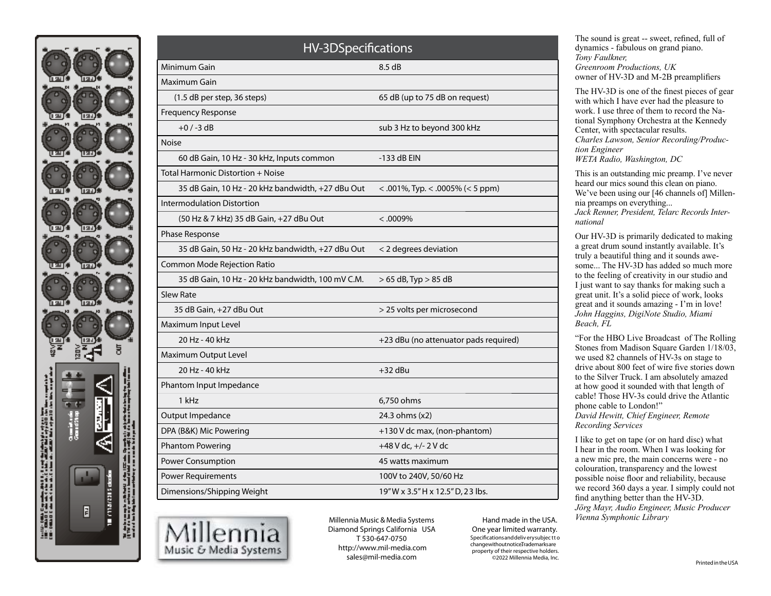## HV-3DSpecifications

| | |
|---|---|
| Minimum Gain | 8.5 dB |
| Maximum Gain | |
| (1.5 dB per step, 36 steps) | 65 dB (up to 75 dB on request) |
| Frequency Response | |
| +0 / -3 dB | sub 3 Hz to beyond 300 kHz |
| Noise | |
| 60 dB Gain, 10 Hz - 30 kHz, Inputs common | -133 dB EIN |
| Total Harmonic Distortion + Noise | |
| 35 dB Gain, 10 Hz - 20 kHz bandwidth, +27 dBu Out | < .001%, Typ. < .0005% (< 5 ppm) |
| Intermodulation Distortion | |
| (50 Hz & 7 kHz) 35 dB Gain, +27 dBu Out | < .0009% |
| Phase Response | |
| 35 dB Gain, 50 Hz - 20 kHz bandwidth, +27 dBu Out | < 2 degrees deviation |
| Common Mode Rejection Ratio | |
| 35 dB Gain, 10 Hz - 20 kHz bandwidth, 100 mV C.M. | > 65 dB, Typ > 85 dB |
| Slew Rate | |
| 35 dB Gain, +27 dBu Out | > 25 volts per microsecond |
| Maximum Input Level | |
| 20 Hz - 40 kHz | +23 dBu (no attenuator pads required) |
| Maximum Output Level | |
| 20 Hz - 40 kHz | +32 dBu |
| Phantom Input Impedance | |
| 1 kHz | 6,750 ohms |
| Output Impedance | 24.3 ohms (x2) |
| DPA (B&K) Mic Powering | +130 V dc max, (non-phantom) |
| Phantom Powering | +48 V dc, +/- 2 V dc |
| Power Consumption | 45 watts maximum |
| Power Requirements | 100V to 240V, 50/60 Hz |
| Dimensions/Shipping Weight | 19" W x 3.5" H x 12.5" D, 23 lbs. |

Millennia Music & Media Systems
Diamond Springs California USA
T 530-647-0750
http://www.mil-media.com
sales@mil-media.com

Hand made in the USA.
One year limited warranty.
Specifications and delivery subject to change without notice Trademarks are property of their respective holders.
©2022 Millennia Media, Inc.

The sound is great -- sweet, refined, full of dynamics - fabulous on grand piano.
*Tony Faulkner,*
*Greenroom Productions, UK*
owner of HV-3D and M-2B preamplifiers

The HV-3D is one of the finest pieces of gear with which I have ever had the pleasure to work. I use three of them to record the National Symphony Orchestra at the Kennedy Center, with spectacular results.
*Charles Lawson, Senior Recording/Production Engineer*
*WETA Radio, Washington, DC*

This is an outstanding mic preamp. I've never heard our mics sound this clean on piano. We've been using our [46 channels of] Millennia preamps on everything...
*Jack Renner, President, Telarc Records International*

Our HV-3D is primarily dedicated to making a great drum sound instantly available. It's truly a beautiful thing and it sounds awesome... The HV-3D has added so much more to the feeling of creativity in our studio and I just want to say thanks for making such a great unit. It's a solid piece of work, looks great and it sounds amazing - I'm in love!
*John Haggins, DigiNote Studio, Miami Beach, FL*

"For the HBO Live Broadcast of The Rolling Stones from Madison Square Garden 1/18/03, we used 82 channels of HV-3s on stage to drive about 800 feet of wire five stories down to the Silver Truck. I am absolutely amazed at how good it sounded with that length of cable! Those HV-3s could drive the Atlantic phone cable to London!"
*David Hewitt, Chief Engineer, Remote Recording Services*

I like to get on tape (or on hard disc) what I hear in the room. When I was looking for a new mic pre, the main concerns were - no colouration, transparency and the lowest possible noise floor and reliability, because we record 360 days a year. I simply could not find anything better than the HV-3D.
*Jörg Mayr, Audio Engineer, Music Producer Vienna Symphonic Library*

Printed in the USA